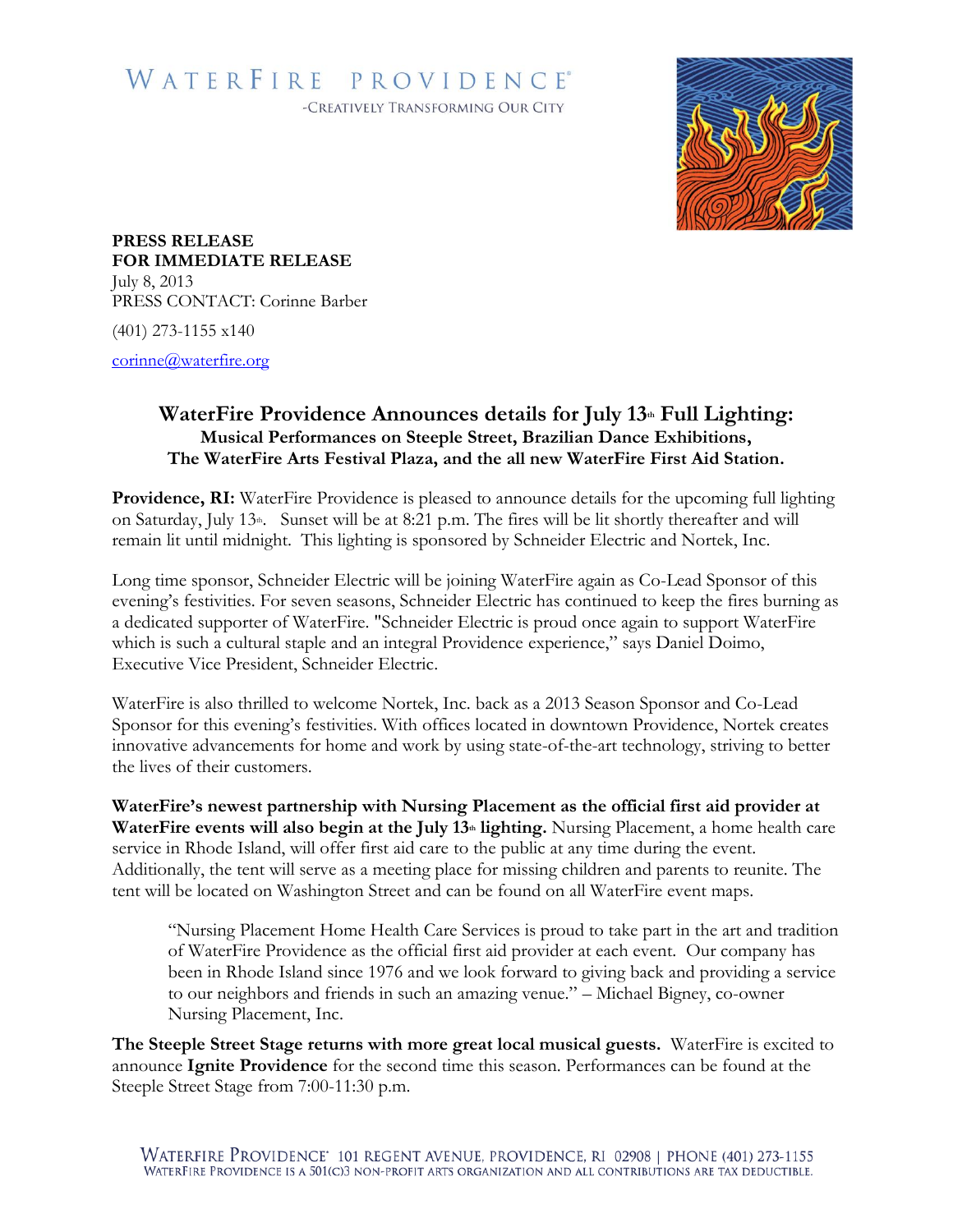WATERFIRE PROVIDENCE®

-CREATIVELY TRANSFORMING OUR CITY

**PRESS RELEASE**
**FOR IMMEDIATE RELEASE**
July 8, 2013
PRESS CONTACT: Corinne Barber

(401) 273-1155 x140

corinne@waterfire.org

## WaterFire Providence Announces details for July 13th Full Lighting:

### Musical Performances on Steeple Street, Brazilian Dance Exhibitions, The WaterFire Arts Festival Plaza, and the all new WaterFire First Aid Station.

**Providence, RI:** WaterFire Providence is pleased to announce details for the upcoming full lighting on Saturday, July 13th. Sunset will be at 8:21 p.m. The fires will be lit shortly thereafter and will remain lit until midnight. This lighting is sponsored by Schneider Electric and Nortek, Inc.

Long time sponsor, Schneider Electric will be joining WaterFire again as Co-Lead Sponsor of this evening's festivities. For seven seasons, Schneider Electric has continued to keep the fires burning as a dedicated supporter of WaterFire. "Schneider Electric is proud once again to support WaterFire which is such a cultural staple and an integral Providence experience," says Daniel Doimo, Executive Vice President, Schneider Electric.

WaterFire is also thrilled to welcome Nortek, Inc. back as a 2013 Season Sponsor and Co-Lead Sponsor for this evening's festivities. With offices located in downtown Providence, Nortek creates innovative advancements for home and work by using state-of-the-art technology, striving to better the lives of their customers.

**WaterFire's newest partnership with Nursing Placement as the official first aid provider at WaterFire events will also begin at the July 13th lighting.** Nursing Placement, a home health care service in Rhode Island, will offer first aid care to the public at any time during the event. Additionally, the tent will serve as a meeting place for missing children and parents to reunite. The tent will be located on Washington Street and can be found on all WaterFire event maps.

> "Nursing Placement Home Health Care Services is proud to take part in the art and tradition of WaterFire Providence as the official first aid provider at each event. Our company has been in Rhode Island since 1976 and we look forward to giving back and providing a service to our neighbors and friends in such an amazing venue." – Michael Bigney, co-owner Nursing Placement, Inc.

**The Steeple Street Stage returns with more great local musical guests.** WaterFire is excited to announce **Ignite Providence** for the second time this season. Performances can be found at the Steeple Street Stage from 7:00-11:30 p.m.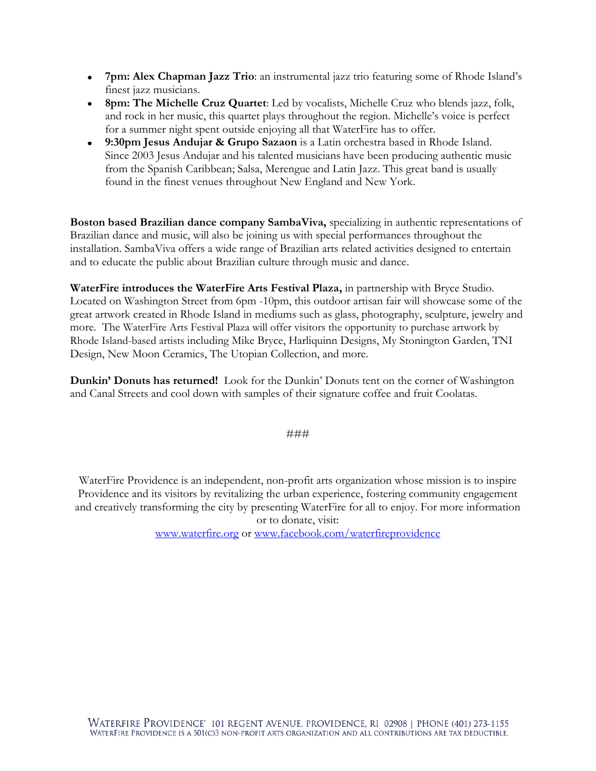- **7pm: Alex Chapman Jazz Trio**: an instrumental jazz trio featuring some of Rhode Island's finest jazz musicians.
- **8pm: The Michelle Cruz Quartet**: Led by vocalists, Michelle Cruz who blends jazz, folk, and rock in her music, this quartet plays throughout the region. Michelle's voice is perfect for a summer night spent outside enjoying all that WaterFire has to offer.
- **9:30pm Jesus Andujar & Grupo Sazaon** is a Latin orchestra based in Rhode Island. Since 2003 Jesus Andujar and his talented musicians have been producing authentic music from the Spanish Caribbean; Salsa, Merengue and Latin Jazz. This great band is usually found in the finest venues throughout New England and New York.

**Boston based Brazilian dance company SambaViva,** specializing in authentic representations of Brazilian dance and music, will also be joining us with special performances throughout the installation. SambaViva offers a wide range of Brazilian arts related activities designed to entertain and to educate the public about Brazilian culture through music and dance.

**WaterFire introduces the WaterFire Arts Festival Plaza,** in partnership with Bryce Studio. Located on Washington Street from 6pm -10pm, this outdoor artisan fair will showcase some of the great artwork created in Rhode Island in mediums such as glass, photography, sculpture, jewelry and more. The WaterFire Arts Festival Plaza will offer visitors the opportunity to purchase artwork by Rhode Island-based artists including Mike Bryce, Harliquinn Designs, My Stonington Garden, TNI Design, New Moon Ceramics, The Utopian Collection, and more.

**Dunkin' Donuts has returned!** Look for the Dunkin' Donuts tent on the corner of Washington and Canal Streets and cool down with samples of their signature coffee and fruit Coolatas.

###

WaterFire Providence is an independent, non-profit arts organization whose mission is to inspire Providence and its visitors by revitalizing the urban experience, fostering community engagement and creatively transforming the city by presenting WaterFire for all to enjoy. For more information or to donate, visit:
www.waterfire.org or www.facebook.com/waterfireprovidence

WATERFIRE PROVIDENCE® 101 REGENT AVENUE, PROVIDENCE, RI 02908 | PHONE (401) 273-1155
WATERFIRE PROVIDENCE IS A 501(C)3 NON-PROFIT ARTS ORGANIZATION AND ALL CONTRIBUTIONS ARE TAX DEDUCTIBLE.